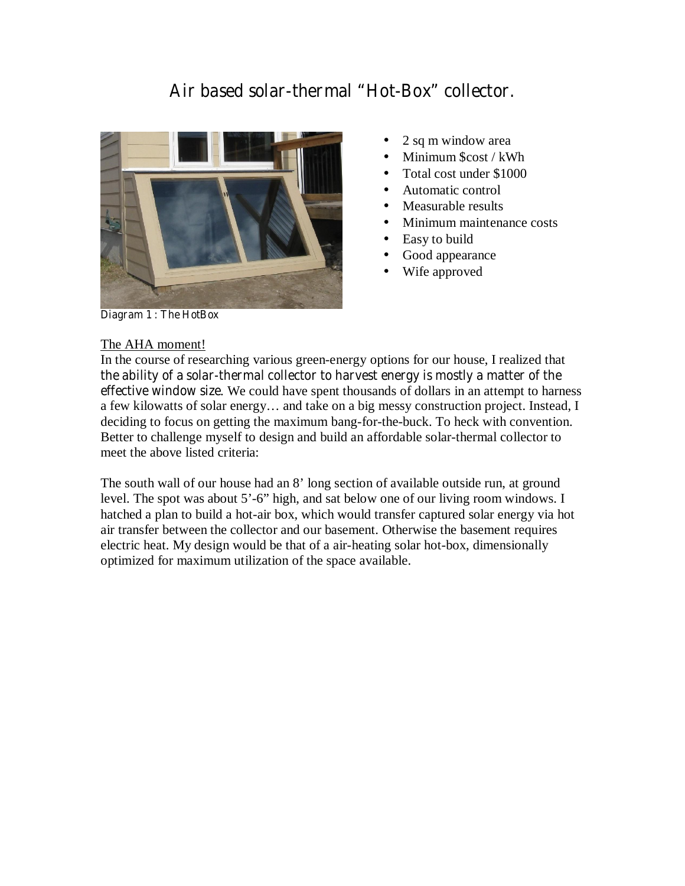# Air based solar-thermal "Hot-Box" collector.

- 2 sq m window area
- Minimum $cost / kWh
- Total cost under $1000
- Automatic control
- Measurable results
- Minimum maintenance costs
- Easy to build
- Good appearance
- Wife approved

Diagram 1 : The HotBox

The AHA moment!

In the course of researching various green-energy options for our house, I realized that the ability of a solar-thermal collector to harvest energy is mostly a matter of the effective window size. We could have spent thousands of dollars in an attempt to harness a few kilowatts of solar energy… and take on a big messy construction project. Instead, I deciding to focus on getting the maximum bang-for-the-buck. To heck with convention. Better to challenge myself to design and build an affordable solar-thermal collector to meet the above listed criteria:

The south wall of our house had an 8' long section of available outside run, at ground level. The spot was about 5'-6" high, and sat below one of our living room windows. I hatched a plan to build a hot-air box, which would transfer captured solar energy via hot air transfer between the collector and our basement. Otherwise the basement requires electric heat. My design would be that of a air-heating solar hot-box, dimensionally optimized for maximum utilization of the space available.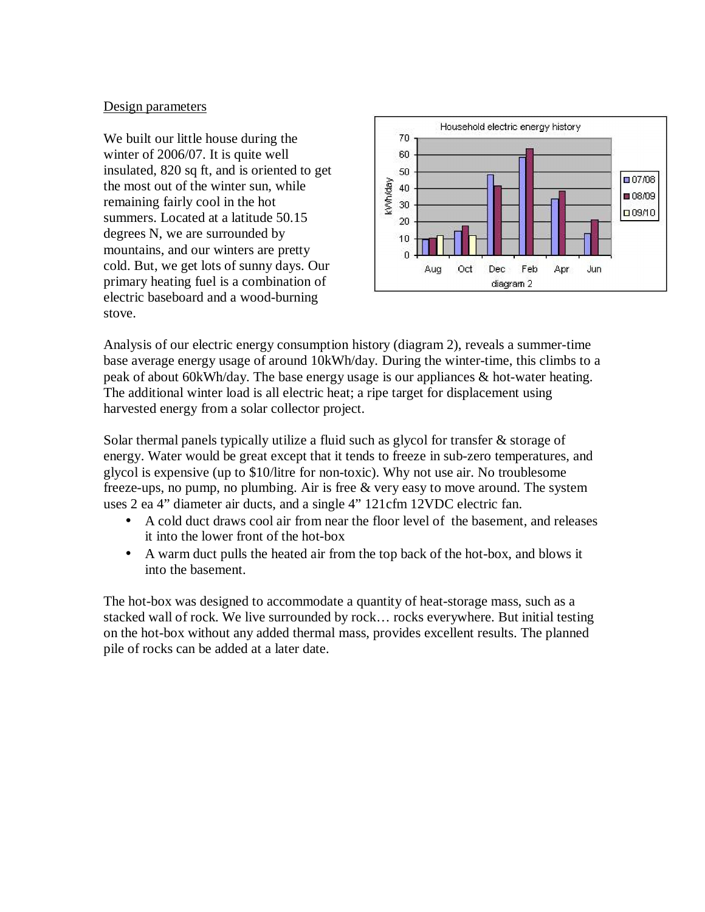Design parameters

We built our little house during the winter of 2006/07. It is quite well insulated, 820 sq ft, and is oriented to get the most out of the winter sun, while remaining fairly cool in the hot summers. Located at a latitude 50.15 degrees N, we are surrounded by mountains, and our winters are pretty cold. But, we get lots of sunny days. Our primary heating fuel is a combination of electric baseboard and a wood-burning stove.

Analysis of our electric energy consumption history (diagram 2), reveals a summer-time base average energy usage of around 10kWh/day. During the winter-time, this climbs to a peak of about 60kWh/day. The base energy usage is our appliances & hot-water heating. The additional winter load is all electric heat; a ripe target for displacement using harvested energy from a solar collector project.

Solar thermal panels typically utilize a fluid such as glycol for transfer & storage of energy. Water would be great except that it tends to freeze in sub-zero temperatures, and glycol is expensive (up to $10/litre for non-toxic). Why not use air. No troublesome freeze-ups, no pump, no plumbing. Air is free & very easy to move around. The system uses 2 ea 4" diameter air ducts, and a single 4" 121cfm 12VDC electric fan.

- A cold duct draws cool air from near the floor level of the basement, and releases it into the lower front of the hot-box
- A warm duct pulls the heated air from the top back of the hot-box, and blows it into the basement.

The hot-box was designed to accommodate a quantity of heat-storage mass, such as a stacked wall of rock. We live surrounded by rock… rocks everywhere. But initial testing on the hot-box without any added thermal mass, provides excellent results. The planned pile of rocks can be added at a later date.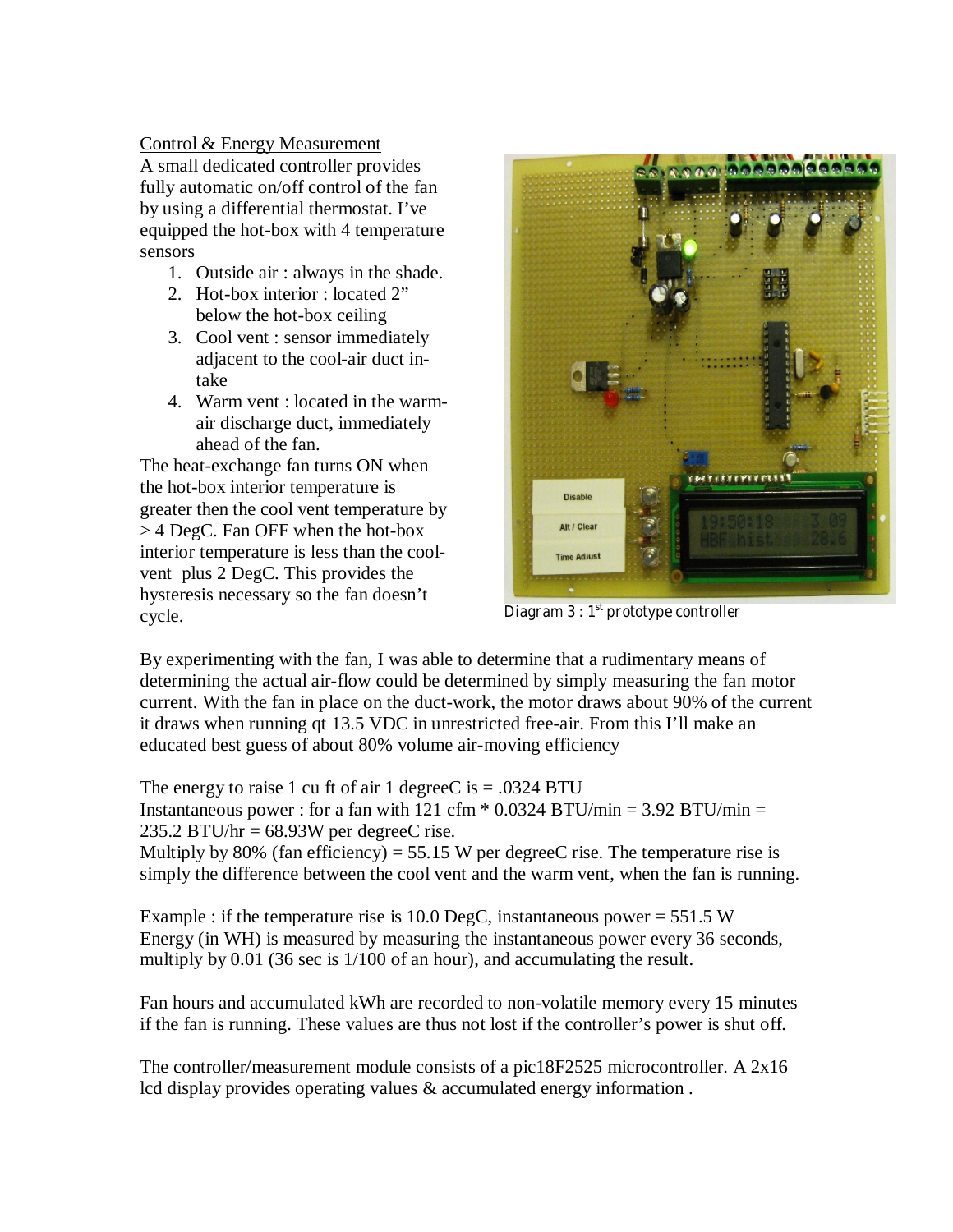Control & Energy Measurement

A small dedicated controller provides fully automatic on/off control of the fan by using a differential thermostat. I've equipped the hot-box with 4 temperature sensors

1. Outside air : always in the shade.
2. Hot-box interior : located 2" below the hot-box ceiling
3. Cool vent : sensor immediately adjacent to the cool-air duct in-take
4. Warm vent : located in the warm-air discharge duct, immediately ahead of the fan.

The heat-exchange fan turns ON when the hot-box interior temperature is greater then the cool vent temperature by > 4 DegC. Fan OFF when the hot-box interior temperature is less than the cool-vent plus 2 DegC. This provides the hysteresis necessary so the fan doesn't cycle.

Diagram 3 : 1st prototype controller

By experimenting with the fan, I was able to determine that a rudimentary means of determining the actual air-flow could be determined by simply measuring the fan motor current. With the fan in place on the duct-work, the motor draws about 90% of the current it draws when running qt 13.5 VDC in unrestricted free-air. From this I'll make an educated best guess of about 80% volume air-moving efficiency

The energy to raise 1 cu ft of air 1 degreeC is = .0324 BTU
Instantaneous power : for a fan with 121 cfm * 0.0324 BTU/min = 3.92 BTU/min = 235.2 BTU/hr = 68.93W per degreeC rise.
Multiply by 80% (fan efficiency) = 55.15 W per degreeC rise. The temperature rise is simply the difference between the cool vent and the warm vent, when the fan is running.

Example : if the temperature rise is 10.0 DegC, instantaneous power = 551.5 W
Energy (in WH) is measured by measuring the instantaneous power every 36 seconds, multiply by 0.01 (36 sec is 1/100 of an hour), and accumulating the result.

Fan hours and accumulated kWh are recorded to non-volatile memory every 15 minutes if the fan is running. These values are thus not lost if the controller's power is shut off.

The controller/measurement module consists of a pic18F2525 microcontroller. A 2x16 lcd display provides operating values & accumulated energy information .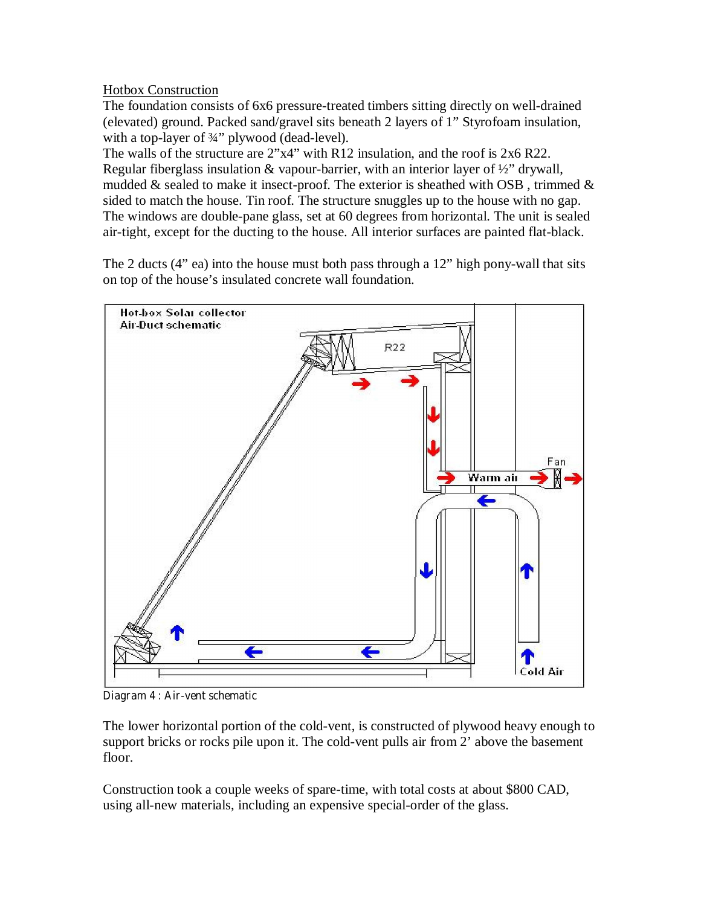Hotbox Construction

The foundation consists of 6x6 pressure-treated timbers sitting directly on well-drained (elevated) ground. Packed sand/gravel sits beneath 2 layers of 1" Styrofoam insulation, with a top-layer of ¾" plywood (dead-level).

The walls of the structure are 2"x4" with R12 insulation, and the roof is 2x6 R22. Regular fiberglass insulation & vapour-barrier, with an interior layer of ½" drywall, mudded & sealed to make it insect-proof. The exterior is sheathed with OSB , trimmed & sided to match the house. Tin roof. The structure snuggles up to the house with no gap. The windows are double-pane glass, set at 60 degrees from horizontal. The unit is sealed air-tight, except for the ducting to the house. All interior surfaces are painted flat-black.

The 2 ducts (4" ea) into the house must both pass through a 12" high pony-wall that sits on top of the house's insulated concrete wall foundation.

Diagram 4 : Air-vent schematic

The lower horizontal portion of the cold-vent, is constructed of plywood heavy enough to support bricks or rocks pile upon it. The cold-vent pulls air from 2' above the basement floor.

Construction took a couple weeks of spare-time, with total costs at about $800 CAD, using all-new materials, including an expensive special-order of the glass.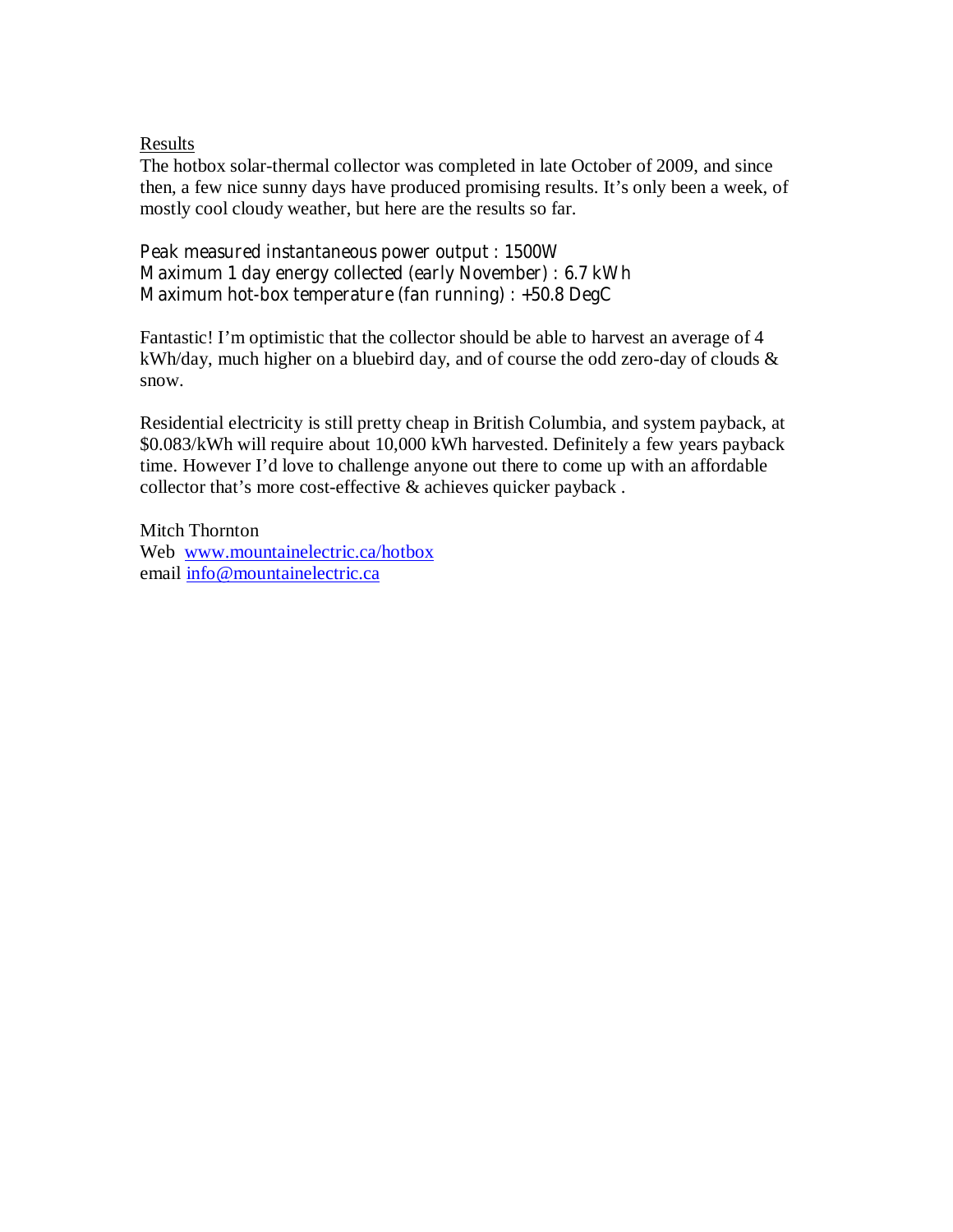Results

The hotbox solar-thermal collector was completed in late October of 2009, and since then, a few nice sunny days have produced promising results. It's only been a week, of mostly cool cloudy weather, but here are the results so far.

Peak measured instantaneous power output : 1500W
Maximum 1 day energy collected (early November) : 6.7 kWh
Maximum hot-box temperature (fan running) : +50.8 DegC

Fantastic! I'm optimistic that the collector should be able to harvest an average of 4 kWh/day, much higher on a bluebird day, and of course the odd zero-day of clouds & snow.

Residential electricity is still pretty cheap in British Columbia, and system payback, at $0.083/kWh will require about 10,000 kWh harvested. Definitely a few years payback time. However I'd love to challenge anyone out there to come up with an affordable collector that's more cost-effective & achieves quicker payback .

Mitch Thornton
Web [www.mountainelectric.ca/hotbox](http://www.mountainelectric.ca/hotbox)
email [info@mountainelectric.ca](mailto:info@mountainelectric.ca)